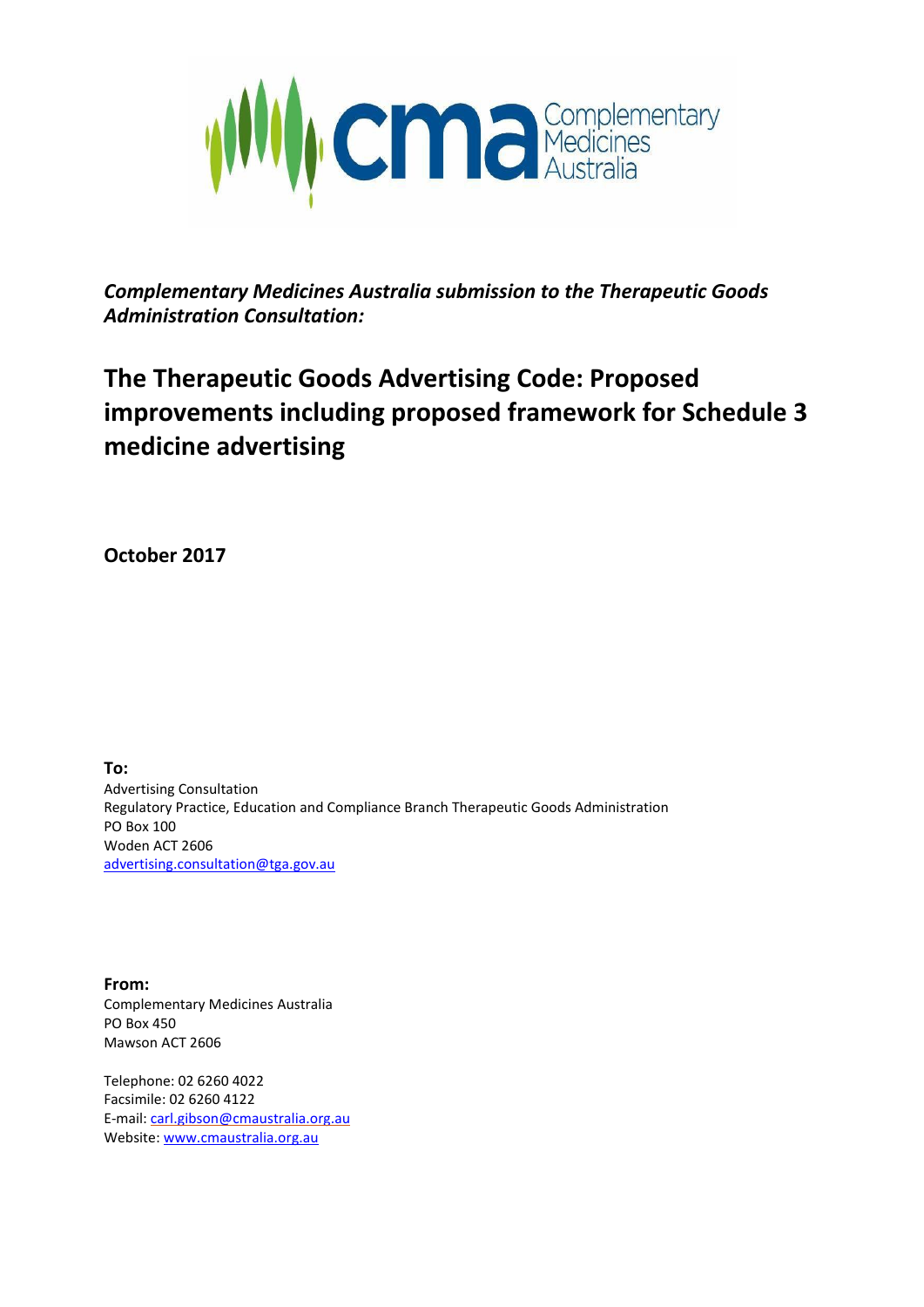*Complementary Medicines Australia submission to the Therapeutic Goods Administration Consultation:*

# The Therapeutic Goods Advertising Code: Proposed improvements including proposed framework for Schedule 3 medicine advertising

**October 2017**

**To:**
Advertising Consultation
Regulatory Practice, Education and Compliance Branch Therapeutic Goods Administration
PO Box 100
Woden ACT 2606
advertising.consultation@tga.gov.au

**From:**
Complementary Medicines Australia
PO Box 450
Mawson ACT 2606

Telephone: 02 6260 4022
Facsimile: 02 6260 4122
E-mail: carl.gibson@cmaustralia.org.au
Website: www.cmaustralia.org.au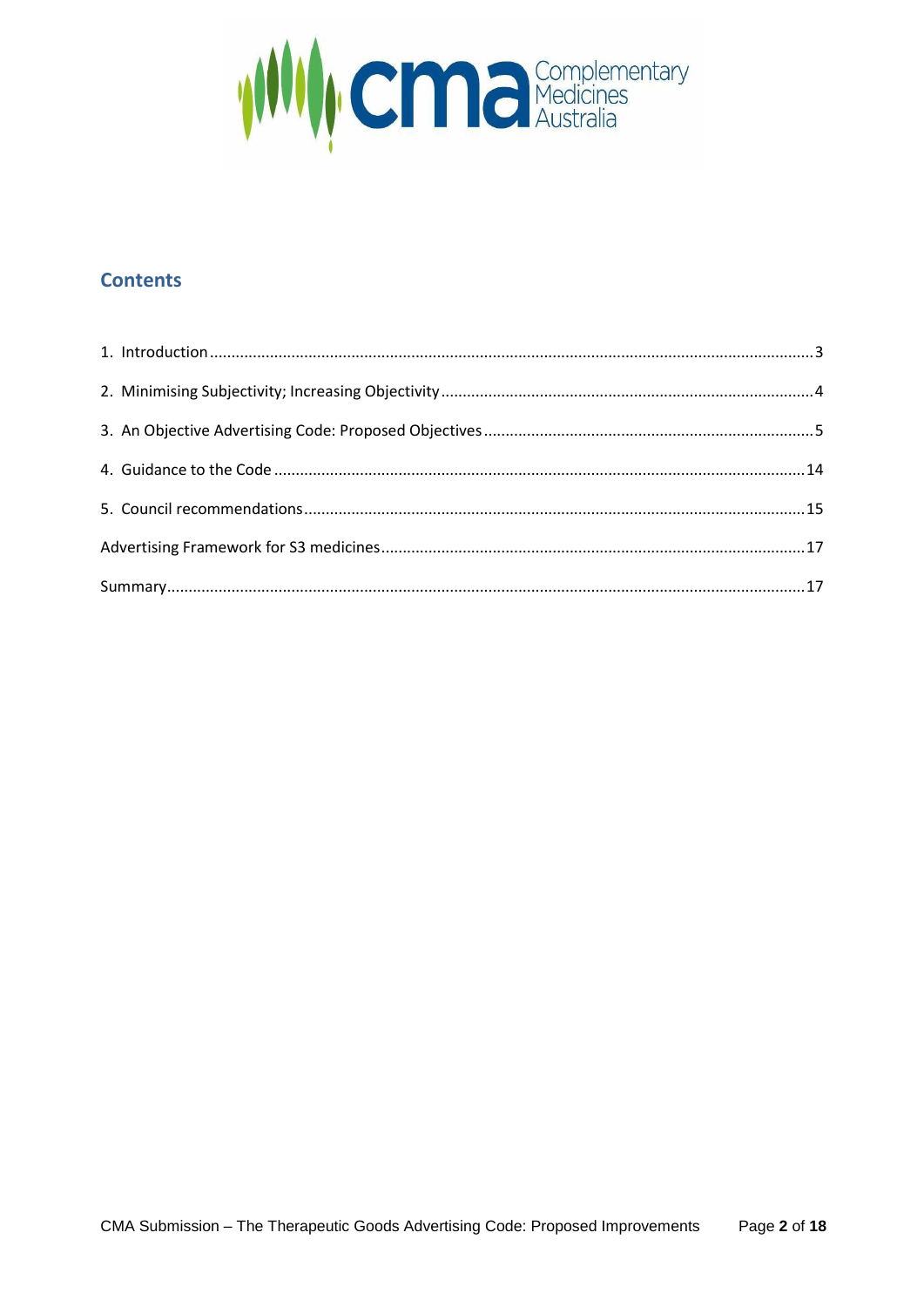## Contents

1. Introduction ..... 3
2. Minimising Subjectivity; Increasing Objectivity ..... 4
3. An Objective Advertising Code: Proposed Objectives ..... 5
4. Guidance to the Code ..... 14
5. Council recommendations ..... 15

Advertising Framework for S3 medicines ..... 17

Summary ..... 17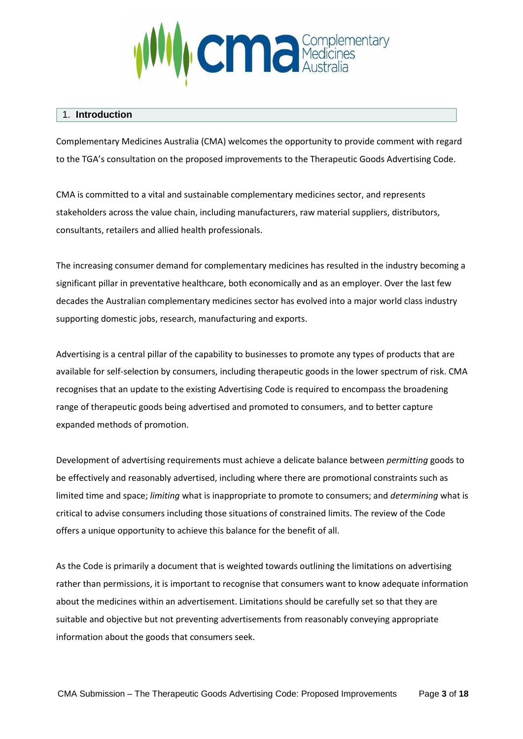## 1. Introduction

Complementary Medicines Australia (CMA) welcomes the opportunity to provide comment with regard to the TGA's consultation on the proposed improvements to the Therapeutic Goods Advertising Code.

CMA is committed to a vital and sustainable complementary medicines sector, and represents stakeholders across the value chain, including manufacturers, raw material suppliers, distributors, consultants, retailers and allied health professionals.

The increasing consumer demand for complementary medicines has resulted in the industry becoming a significant pillar in preventative healthcare, both economically and as an employer. Over the last few decades the Australian complementary medicines sector has evolved into a major world class industry supporting domestic jobs, research, manufacturing and exports.

Advertising is a central pillar of the capability to businesses to promote any types of products that are available for self-selection by consumers, including therapeutic goods in the lower spectrum of risk. CMA recognises that an update to the existing Advertising Code is required to encompass the broadening range of therapeutic goods being advertised and promoted to consumers, and to better capture expanded methods of promotion.

Development of advertising requirements must achieve a delicate balance between *permitting* goods to be effectively and reasonably advertised, including where there are promotional constraints such as limited time and space; *limiting* what is inappropriate to promote to consumers; and *determining* what is critical to advise consumers including those situations of constrained limits. The review of the Code offers a unique opportunity to achieve this balance for the benefit of all.

As the Code is primarily a document that is weighted towards outlining the limitations on advertising rather than permissions, it is important to recognise that consumers want to know adequate information about the medicines within an advertisement. Limitations should be carefully set so that they are suitable and objective but not preventing advertisements from reasonably conveying appropriate information about the goods that consumers seek.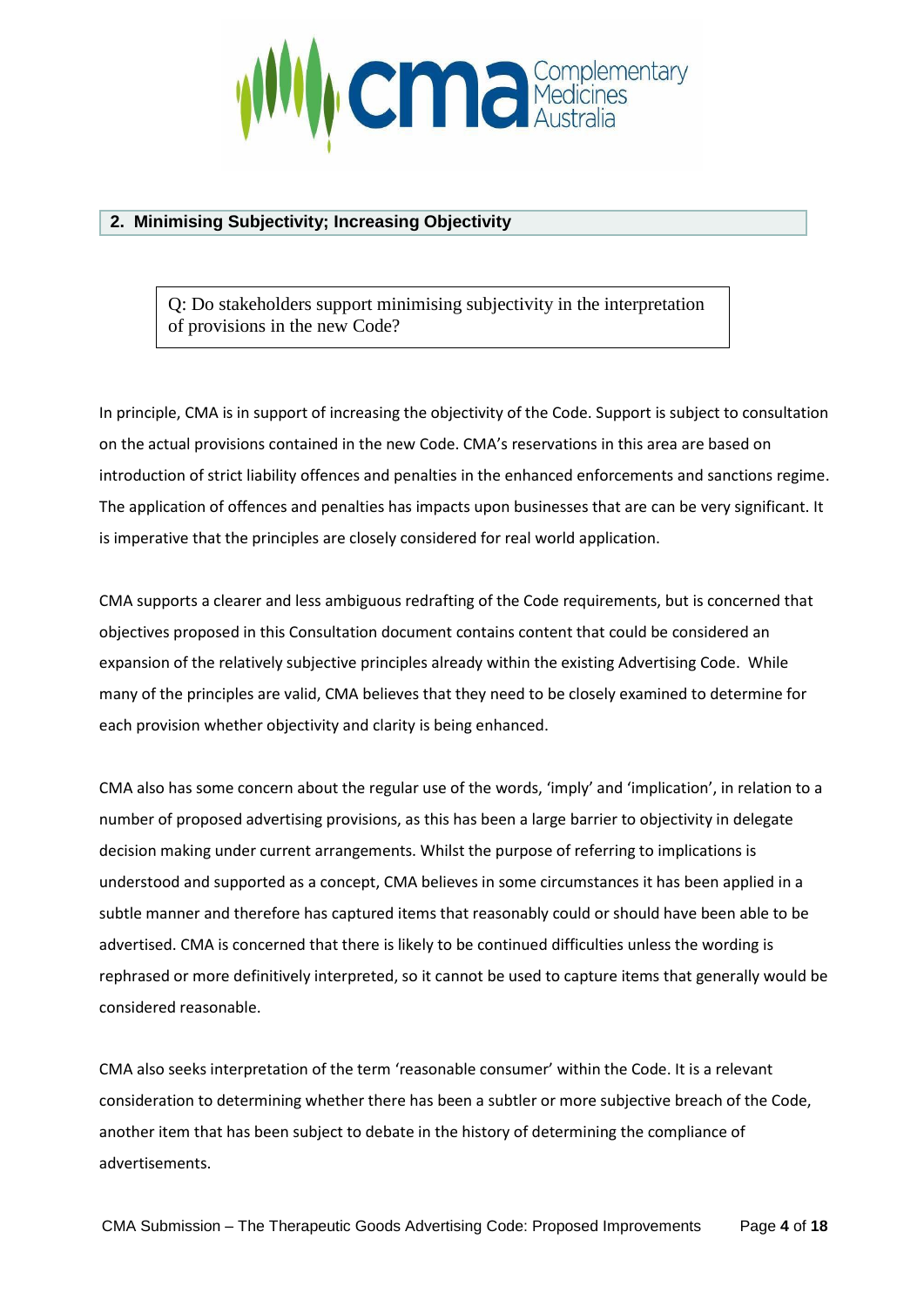## 2. Minimising Subjectivity; Increasing Objectivity

> Q: Do stakeholders support minimising subjectivity in the interpretation of provisions in the new Code?

In principle, CMA is in support of increasing the objectivity of the Code. Support is subject to consultation on the actual provisions contained in the new Code. CMA's reservations in this area are based on introduction of strict liability offences and penalties in the enhanced enforcements and sanctions regime. The application of offences and penalties has impacts upon businesses that are can be very significant. It is imperative that the principles are closely considered for real world application.

CMA supports a clearer and less ambiguous redrafting of the Code requirements, but is concerned that objectives proposed in this Consultation document contains content that could be considered an expansion of the relatively subjective principles already within the existing Advertising Code. While many of the principles are valid, CMA believes that they need to be closely examined to determine for each provision whether objectivity and clarity is being enhanced.

CMA also has some concern about the regular use of the words, 'imply' and 'implication', in relation to a number of proposed advertising provisions, as this has been a large barrier to objectivity in delegate decision making under current arrangements. Whilst the purpose of referring to implications is understood and supported as a concept, CMA believes in some circumstances it has been applied in a subtle manner and therefore has captured items that reasonably could or should have been able to be advertised. CMA is concerned that there is likely to be continued difficulties unless the wording is rephrased or more definitively interpreted, so it cannot be used to capture items that generally would be considered reasonable.

CMA also seeks interpretation of the term 'reasonable consumer' within the Code. It is a relevant consideration to determining whether there has been a subtler or more subjective breach of the Code, another item that has been subject to debate in the history of determining the compliance of advertisements.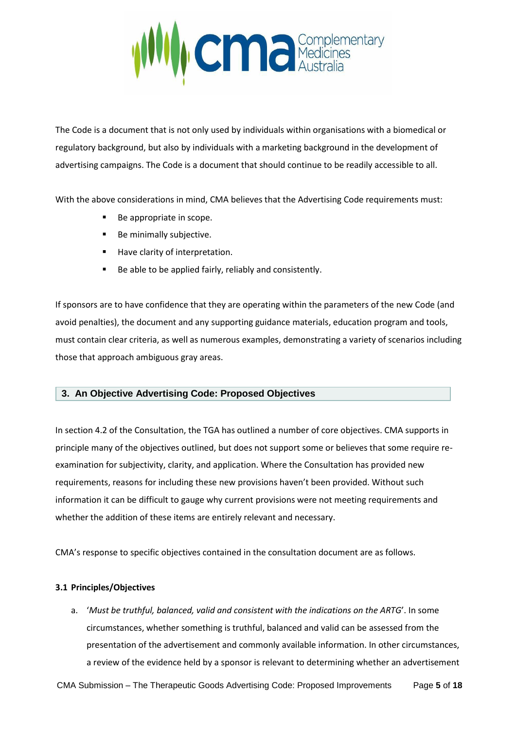The Code is a document that is not only used by individuals within organisations with a biomedical or regulatory background, but also by individuals with a marketing background in the development of advertising campaigns. The Code is a document that should continue to be readily accessible to all.

With the above considerations in mind, CMA believes that the Advertising Code requirements must:

- Be appropriate in scope.
- Be minimally subjective.
- Have clarity of interpretation.
- Be able to be applied fairly, reliably and consistently.

If sponsors are to have confidence that they are operating within the parameters of the new Code (and avoid penalties), the document and any supporting guidance materials, education program and tools, must contain clear criteria, as well as numerous examples, demonstrating a variety of scenarios including those that approach ambiguous gray areas.

## 3. An Objective Advertising Code: Proposed Objectives

In section 4.2 of the Consultation, the TGA has outlined a number of core objectives. CMA supports in principle many of the objectives outlined, but does not support some or believes that some require re-examination for subjectivity, clarity, and application. Where the Consultation has provided new requirements, reasons for including these new provisions haven't been provided. Without such information it can be difficult to gauge why current provisions were not meeting requirements and whether the addition of these items are entirely relevant and necessary.

CMA's response to specific objectives contained in the consultation document are as follows.

### 3.1 Principles/Objectives

a. '*Must be truthful, balanced, valid and consistent with the indications on the ARTG*'. In some circumstances, whether something is truthful, balanced and valid can be assessed from the presentation of the advertisement and commonly available information. In other circumstances, a review of the evidence held by a sponsor is relevant to determining whether an advertisement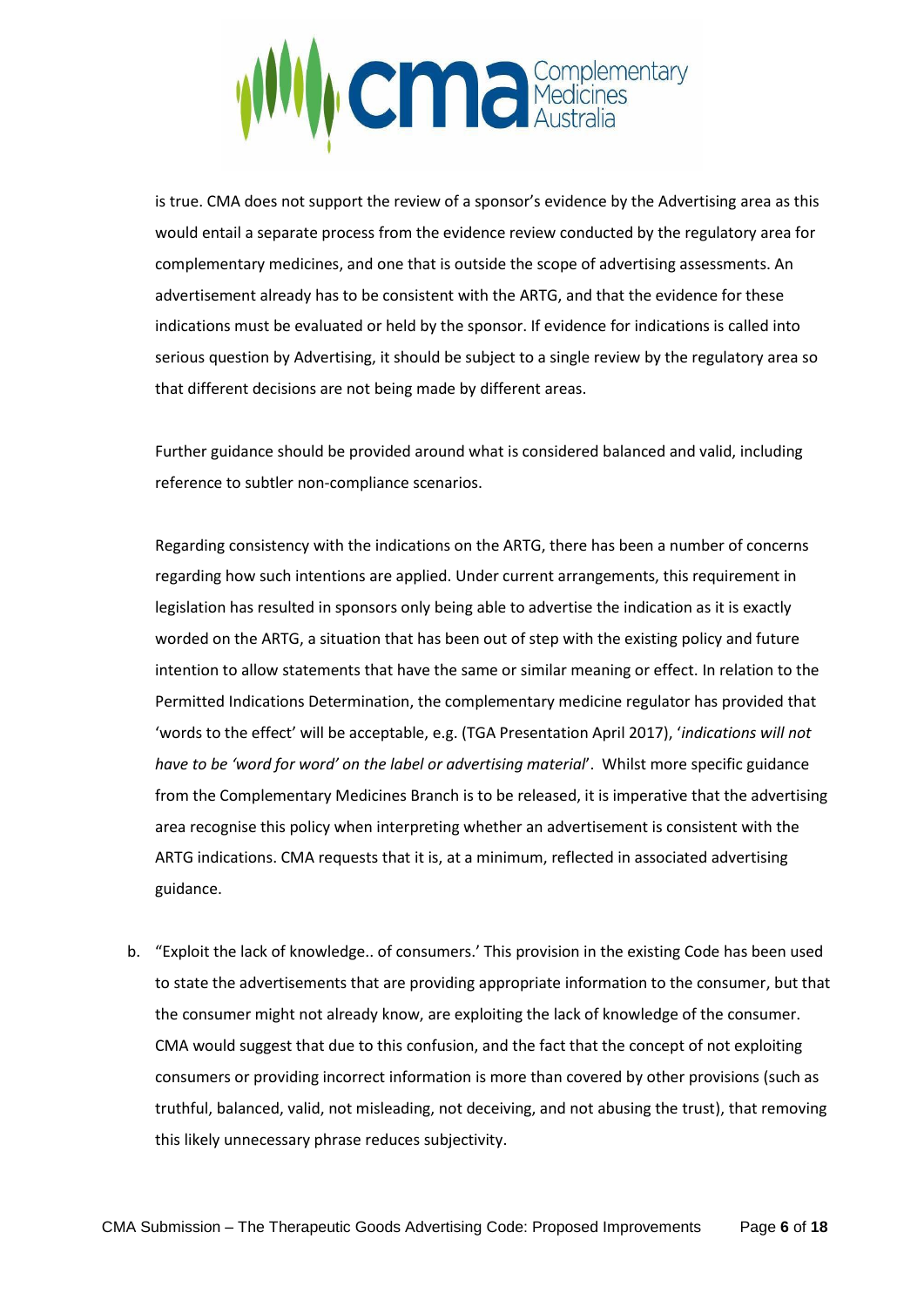is true. CMA does not support the review of a sponsor's evidence by the Advertising area as this would entail a separate process from the evidence review conducted by the regulatory area for complementary medicines, and one that is outside the scope of advertising assessments. An advertisement already has to be consistent with the ARTG, and that the evidence for these indications must be evaluated or held by the sponsor. If evidence for indications is called into serious question by Advertising, it should be subject to a single review by the regulatory area so that different decisions are not being made by different areas.

Further guidance should be provided around what is considered balanced and valid, including reference to subtler non-compliance scenarios.

Regarding consistency with the indications on the ARTG, there has been a number of concerns regarding how such intentions are applied. Under current arrangements, this requirement in legislation has resulted in sponsors only being able to advertise the indication as it is exactly worded on the ARTG, a situation that has been out of step with the existing policy and future intention to allow statements that have the same or similar meaning or effect. In relation to the Permitted Indications Determination, the complementary medicine regulator has provided that 'words to the effect' will be acceptable, e.g. (TGA Presentation April 2017), '*indications will not have to be 'word for word' on the label or advertising material*'. Whilst more specific guidance from the Complementary Medicines Branch is to be released, it is imperative that the advertising area recognise this policy when interpreting whether an advertisement is consistent with the ARTG indications. CMA requests that it is, at a minimum, reflected in associated advertising guidance.

b. "Exploit the lack of knowledge.. of consumers.' This provision in the existing Code has been used to state the advertisements that are providing appropriate information to the consumer, but that the consumer might not already know, are exploiting the lack of knowledge of the consumer. CMA would suggest that due to this confusion, and the fact that the concept of not exploiting consumers or providing incorrect information is more than covered by other provisions (such as truthful, balanced, valid, not misleading, not deceiving, and not abusing the trust), that removing this likely unnecessary phrase reduces subjectivity.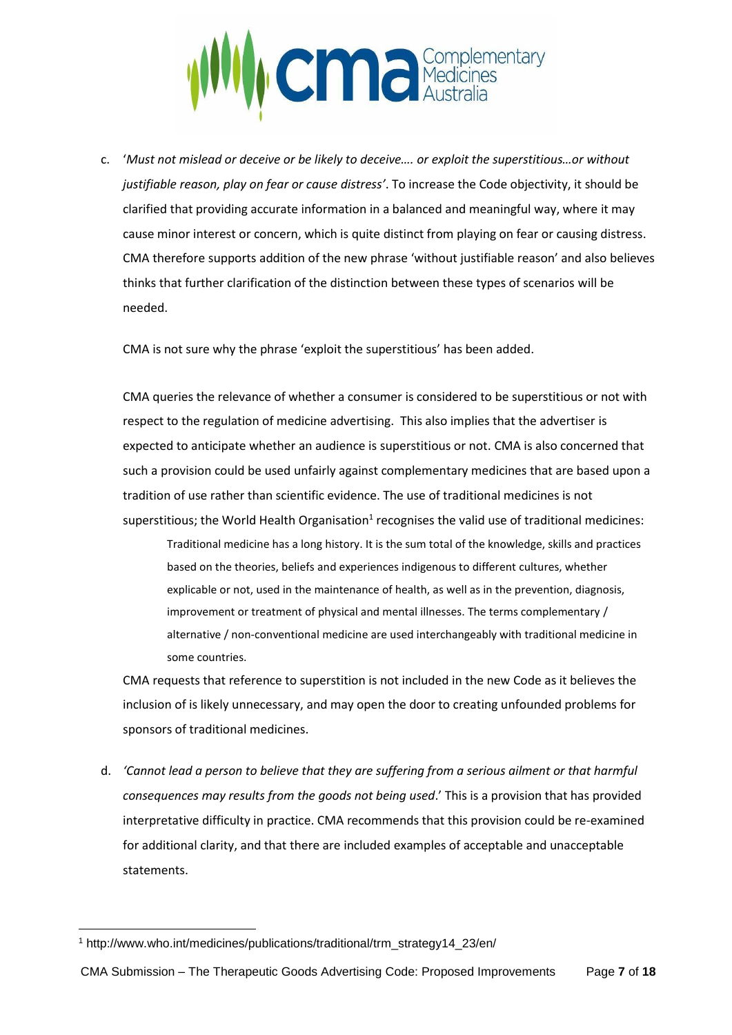c. '*Must not mislead or deceive or be likely to deceive…. or exploit the superstitious…or without justifiable reason, play on fear or cause distress*'. To increase the Code objectivity, it should be clarified that providing accurate information in a balanced and meaningful way, where it may cause minor interest or concern, which is quite distinct from playing on fear or causing distress. CMA therefore supports addition of the new phrase 'without justifiable reason' and also believes thinks that further clarification of the distinction between these types of scenarios will be needed.

   CMA is not sure why the phrase 'exploit the superstitious' has been added.

   CMA queries the relevance of whether a consumer is considered to be superstitious or not with respect to the regulation of medicine advertising. This also implies that the advertiser is expected to anticipate whether an audience is superstitious or not. CMA is also concerned that such a provision could be used unfairly against complementary medicines that are based upon a tradition of use rather than scientific evidence. The use of traditional medicines is not superstitious; the World Health Organisation[1] recognises the valid use of traditional medicines:

   > Traditional medicine has a long history. It is the sum total of the knowledge, skills and practices based on the theories, beliefs and experiences indigenous to different cultures, whether explicable or not, used in the maintenance of health, as well as in the prevention, diagnosis, improvement or treatment of physical and mental illnesses. The terms complementary / alternative / non-conventional medicine are used interchangeably with traditional medicine in some countries.

   CMA requests that reference to superstition is not included in the new Code as it believes the inclusion of is likely unnecessary, and may open the door to creating unfounded problems for sponsors of traditional medicines.

d. *'Cannot lead a person to believe that they are suffering from a serious ailment or that harmful consequences may results from the goods not being used*.' This is a provision that has provided interpretative difficulty in practice. CMA recommends that this provision could be re-examined for additional clarity, and that there are included examples of acceptable and unacceptable statements.

---

[1] http://www.who.int/medicines/publications/traditional/trm_strategy14_23/en/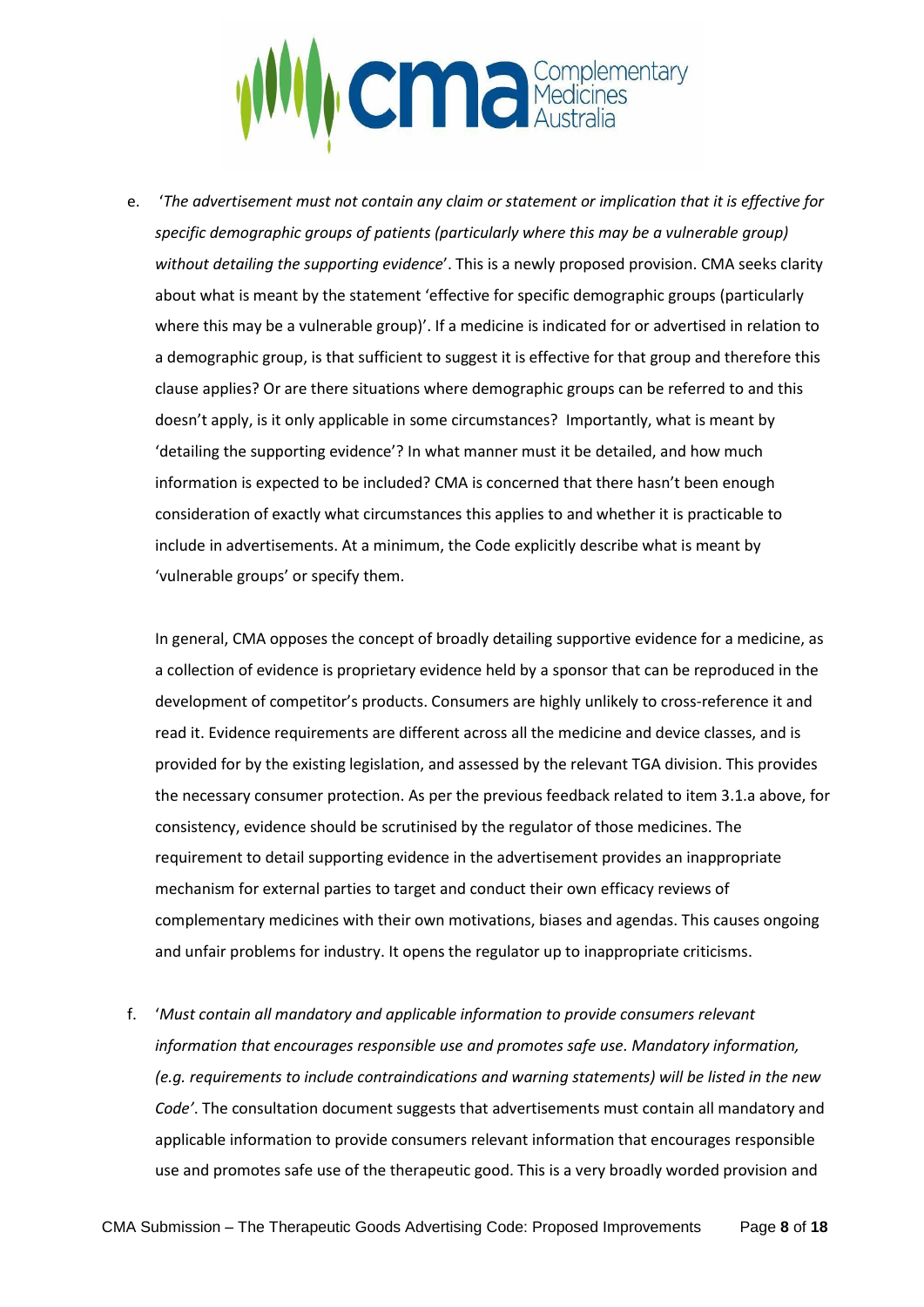e. '*The advertisement must not contain any claim or statement or implication that it is effective for specific demographic groups of patients (particularly where this may be a vulnerable group) without detailing the supporting evidence*'. This is a newly proposed provision. CMA seeks clarity about what is meant by the statement 'effective for specific demographic groups (particularly where this may be a vulnerable group)'. If a medicine is indicated for or advertised in relation to a demographic group, is that sufficient to suggest it is effective for that group and therefore this clause applies? Or are there situations where demographic groups can be referred to and this doesn't apply, is it only applicable in some circumstances? Importantly, what is meant by 'detailing the supporting evidence'? In what manner must it be detailed, and how much information is expected to be included? CMA is concerned that there hasn't been enough consideration of exactly what circumstances this applies to and whether it is practicable to include in advertisements. At a minimum, the Code explicitly describe what is meant by 'vulnerable groups' or specify them.

   In general, CMA opposes the concept of broadly detailing supportive evidence for a medicine, as a collection of evidence is proprietary evidence held by a sponsor that can be reproduced in the development of competitor's products. Consumers are highly unlikely to cross-reference it and read it. Evidence requirements are different across all the medicine and device classes, and is provided for by the existing legislation, and assessed by the relevant TGA division. This provides the necessary consumer protection. As per the previous feedback related to item 3.1.a above, for consistency, evidence should be scrutinised by the regulator of those medicines. The requirement to detail supporting evidence in the advertisement provides an inappropriate mechanism for external parties to target and conduct their own efficacy reviews of complementary medicines with their own motivations, biases and agendas. This causes ongoing and unfair problems for industry. It opens the regulator up to inappropriate criticisms.

f. '*Must contain all mandatory and applicable information to provide consumers relevant information that encourages responsible use and promotes safe use. Mandatory information, (e.g. requirements to include contraindications and warning statements) will be listed in the new Code'*. The consultation document suggests that advertisements must contain all mandatory and applicable information to provide consumers relevant information that encourages responsible use and promotes safe use of the therapeutic good. This is a very broadly worded provision and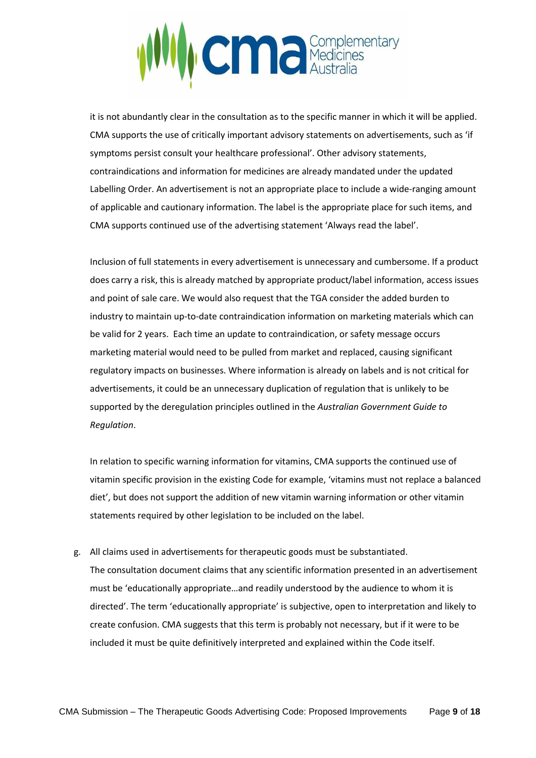it is not abundantly clear in the consultation as to the specific manner in which it will be applied. CMA supports the use of critically important advisory statements on advertisements, such as 'if symptoms persist consult your healthcare professional'. Other advisory statements, contraindications and information for medicines are already mandated under the updated Labelling Order. An advertisement is not an appropriate place to include a wide-ranging amount of applicable and cautionary information. The label is the appropriate place for such items, and CMA supports continued use of the advertising statement 'Always read the label'.

Inclusion of full statements in every advertisement is unnecessary and cumbersome. If a product does carry a risk, this is already matched by appropriate product/label information, access issues and point of sale care. We would also request that the TGA consider the added burden to industry to maintain up-to-date contraindication information on marketing materials which can be valid for 2 years. Each time an update to contraindication, or safety message occurs marketing material would need to be pulled from market and replaced, causing significant regulatory impacts on businesses. Where information is already on labels and is not critical for advertisements, it could be an unnecessary duplication of regulation that is unlikely to be supported by the deregulation principles outlined in the *Australian Government Guide to Regulation*.

In relation to specific warning information for vitamins, CMA supports the continued use of vitamin specific provision in the existing Code for example, 'vitamins must not replace a balanced diet', but does not support the addition of new vitamin warning information or other vitamin statements required by other legislation to be included on the label.

g. All claims used in advertisements for therapeutic goods must be substantiated.
   The consultation document claims that any scientific information presented in an advertisement must be 'educationally appropriate…and readily understood by the audience to whom it is directed'. The term 'educationally appropriate' is subjective, open to interpretation and likely to create confusion. CMA suggests that this term is probably not necessary, but if it were to be included it must be quite definitively interpreted and explained within the Code itself.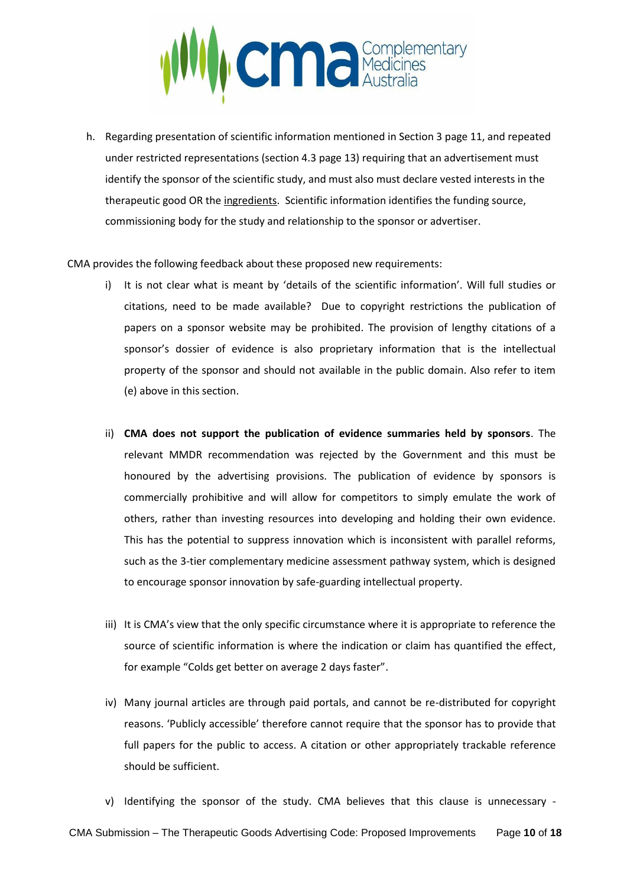h. Regarding presentation of scientific information mentioned in Section 3 page 11, and repeated under restricted representations (section 4.3 page 13) requiring that an advertisement must identify the sponsor of the scientific study, and must also must declare vested interests in the therapeutic good OR the ingredients. Scientific information identifies the funding source, commissioning body for the study and relationship to the sponsor or advertiser.

CMA provides the following feedback about these proposed new requirements:

i) It is not clear what is meant by 'details of the scientific information'. Will full studies or citations, need to be made available? Due to copyright restrictions the publication of papers on a sponsor website may be prohibited. The provision of lengthy citations of a sponsor's dossier of evidence is also proprietary information that is the intellectual property of the sponsor and should not available in the public domain. Also refer to item (e) above in this section.

ii) **CMA does not support the publication of evidence summaries held by sponsors**. The relevant MMDR recommendation was rejected by the Government and this must be honoured by the advertising provisions. The publication of evidence by sponsors is commercially prohibitive and will allow for competitors to simply emulate the work of others, rather than investing resources into developing and holding their own evidence. This has the potential to suppress innovation which is inconsistent with parallel reforms, such as the 3-tier complementary medicine assessment pathway system, which is designed to encourage sponsor innovation by safe-guarding intellectual property.

iii) It is CMA's view that the only specific circumstance where it is appropriate to reference the source of scientific information is where the indication or claim has quantified the effect, for example "Colds get better on average 2 days faster".

iv) Many journal articles are through paid portals, and cannot be re-distributed for copyright reasons. 'Publicly accessible' therefore cannot require that the sponsor has to provide that full papers for the public to access. A citation or other appropriately trackable reference should be sufficient.

v) Identifying the sponsor of the study. CMA believes that this clause is unnecessary -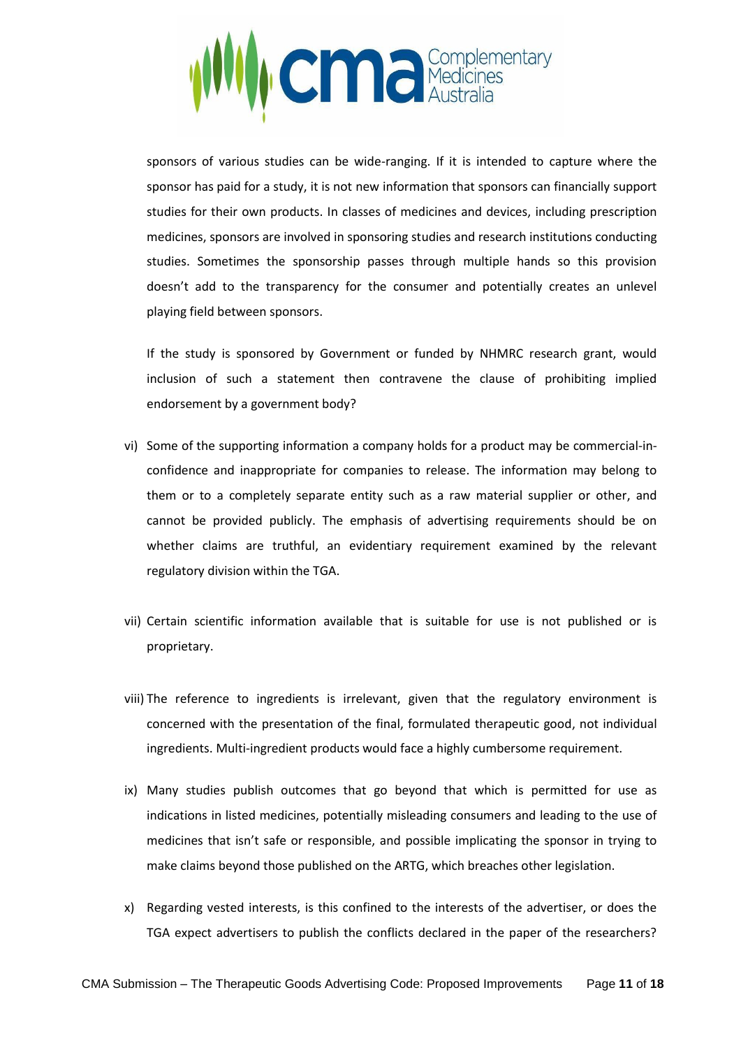sponsors of various studies can be wide-ranging. If it is intended to capture where the sponsor has paid for a study, it is not new information that sponsors can financially support studies for their own products. In classes of medicines and devices, including prescription medicines, sponsors are involved in sponsoring studies and research institutions conducting studies. Sometimes the sponsorship passes through multiple hands so this provision doesn't add to the transparency for the consumer and potentially creates an unlevel playing field between sponsors.

If the study is sponsored by Government or funded by NHMRC research grant, would inclusion of such a statement then contravene the clause of prohibiting implied endorsement by a government body?

vi) Some of the supporting information a company holds for a product may be commercial-in-confidence and inappropriate for companies to release. The information may belong to them or to a completely separate entity such as a raw material supplier or other, and cannot be provided publicly. The emphasis of advertising requirements should be on whether claims are truthful, an evidentiary requirement examined by the relevant regulatory division within the TGA.

vii) Certain scientific information available that is suitable for use is not published or is proprietary.

viii) The reference to ingredients is irrelevant, given that the regulatory environment is concerned with the presentation of the final, formulated therapeutic good, not individual ingredients. Multi-ingredient products would face a highly cumbersome requirement.

ix) Many studies publish outcomes that go beyond that which is permitted for use as indications in listed medicines, potentially misleading consumers and leading to the use of medicines that isn't safe or responsible, and possible implicating the sponsor in trying to make claims beyond those published on the ARTG, which breaches other legislation.

x) Regarding vested interests, is this confined to the interests of the advertiser, or does the TGA expect advertisers to publish the conflicts declared in the paper of the researchers?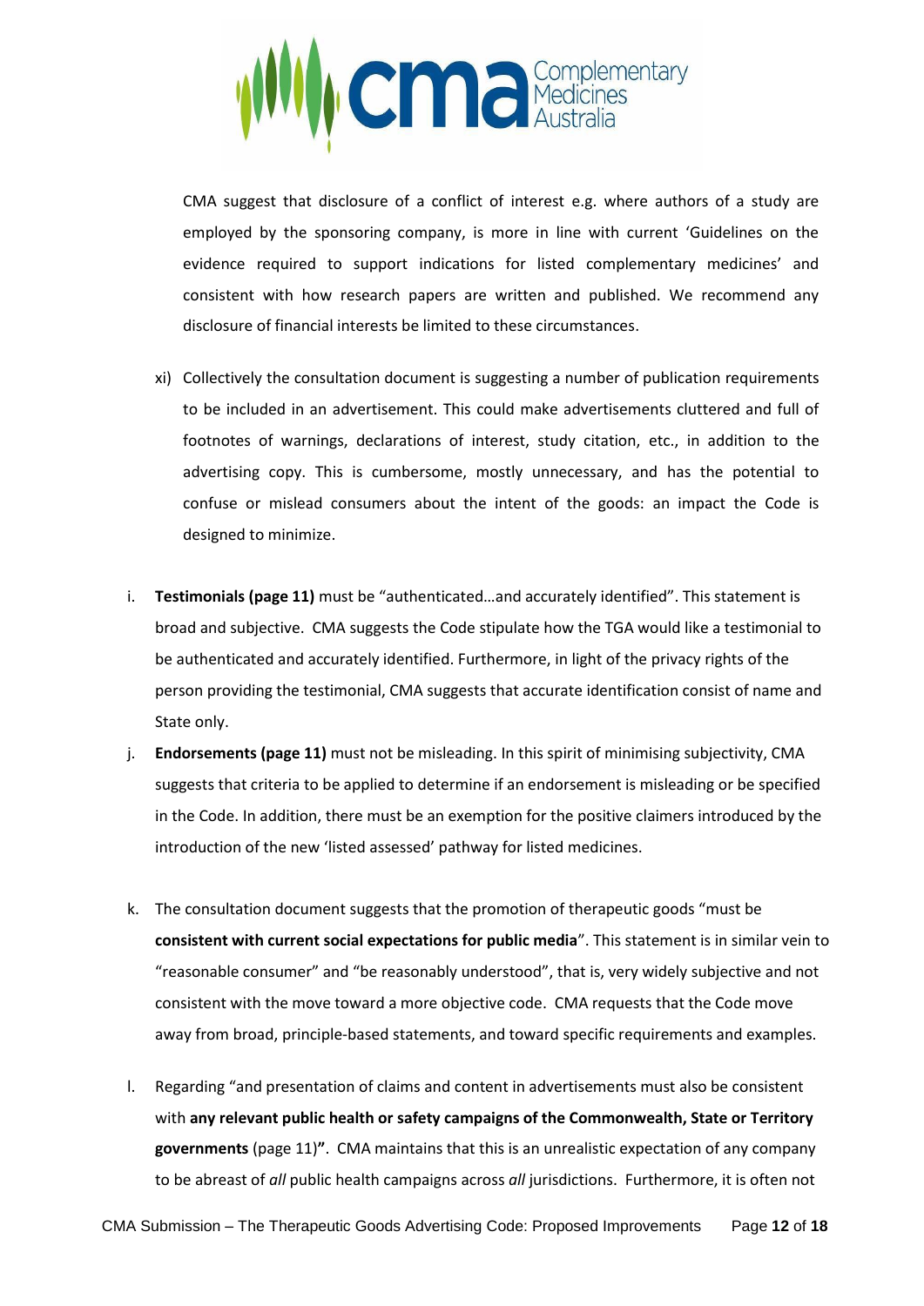CMA suggest that disclosure of a conflict of interest e.g. where authors of a study are employed by the sponsoring company, is more in line with current 'Guidelines on the evidence required to support indications for listed complementary medicines' and consistent with how research papers are written and published. We recommend any disclosure of financial interests be limited to these circumstances.

xi) Collectively the consultation document is suggesting a number of publication requirements to be included in an advertisement. This could make advertisements cluttered and full of footnotes of warnings, declarations of interest, study citation, etc., in addition to the advertising copy. This is cumbersome, mostly unnecessary, and has the potential to confuse or mislead consumers about the intent of the goods: an impact the Code is designed to minimize.

i. **Testimonials (page 11)** must be "authenticated…and accurately identified". This statement is broad and subjective. CMA suggests the Code stipulate how the TGA would like a testimonial to be authenticated and accurately identified. Furthermore, in light of the privacy rights of the person providing the testimonial, CMA suggests that accurate identification consist of name and State only.

j. **Endorsements (page 11)** must not be misleading. In this spirit of minimising subjectivity, CMA suggests that criteria to be applied to determine if an endorsement is misleading or be specified in the Code. In addition, there must be an exemption for the positive claimers introduced by the introduction of the new 'listed assessed' pathway for listed medicines.

k. The consultation document suggests that the promotion of therapeutic goods "must be **consistent with current social expectations for public media**". This statement is in similar vein to "reasonable consumer" and "be reasonably understood", that is, very widely subjective and not consistent with the move toward a more objective code. CMA requests that the Code move away from broad, principle-based statements, and toward specific requirements and examples.

l. Regarding "and presentation of claims and content in advertisements must also be consistent with **any relevant public health or safety campaigns of the Commonwealth, State or Territory governments** (page 11)**"**. CMA maintains that this is an unrealistic expectation of any company to be abreast of *all* public health campaigns across *all* jurisdictions. Furthermore, it is often not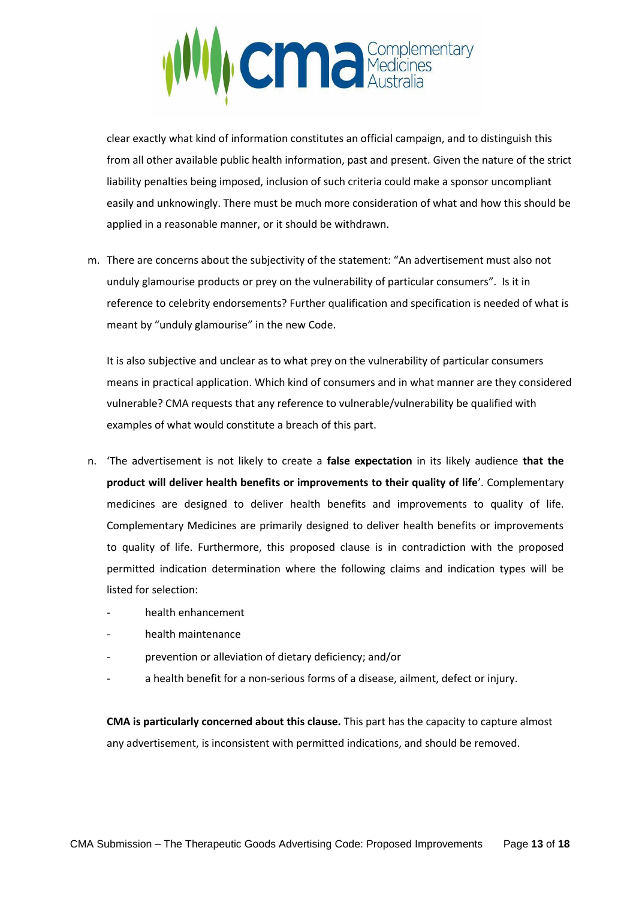clear exactly what kind of information constitutes an official campaign, and to distinguish this from all other available public health information, past and present. Given the nature of the strict liability penalties being imposed, inclusion of such criteria could make a sponsor uncompliant easily and unknowingly. There must be much more consideration of what and how this should be applied in a reasonable manner, or it should be withdrawn.

m. There are concerns about the subjectivity of the statement: "An advertisement must also not unduly glamourise products or prey on the vulnerability of particular consumers". Is it in reference to celebrity endorsements? Further qualification and specification is needed of what is meant by "unduly glamourise" in the new Code.

   It is also subjective and unclear as to what prey on the vulnerability of particular consumers means in practical application. Which kind of consumers and in what manner are they considered vulnerable? CMA requests that any reference to vulnerable/vulnerability be qualified with examples of what would constitute a breach of this part.

n. 'The advertisement is not likely to create a **false expectation** in its likely audience **that the product will deliver health benefits or improvements to their quality of life**'. Complementary medicines are designed to deliver health benefits and improvements to quality of life. Complementary Medicines are primarily designed to deliver health benefits or improvements to quality of life. Furthermore, this proposed clause is in contradiction with the proposed permitted indication determination where the following claims and indication types will be listed for selection:

   - health enhancement
   - health maintenance
   - prevention or alleviation of dietary deficiency; and/or
   - a health benefit for a non-serious forms of a disease, ailment, defect or injury.

   **CMA is particularly concerned about this clause.** This part has the capacity to capture almost any advertisement, is inconsistent with permitted indications, and should be removed.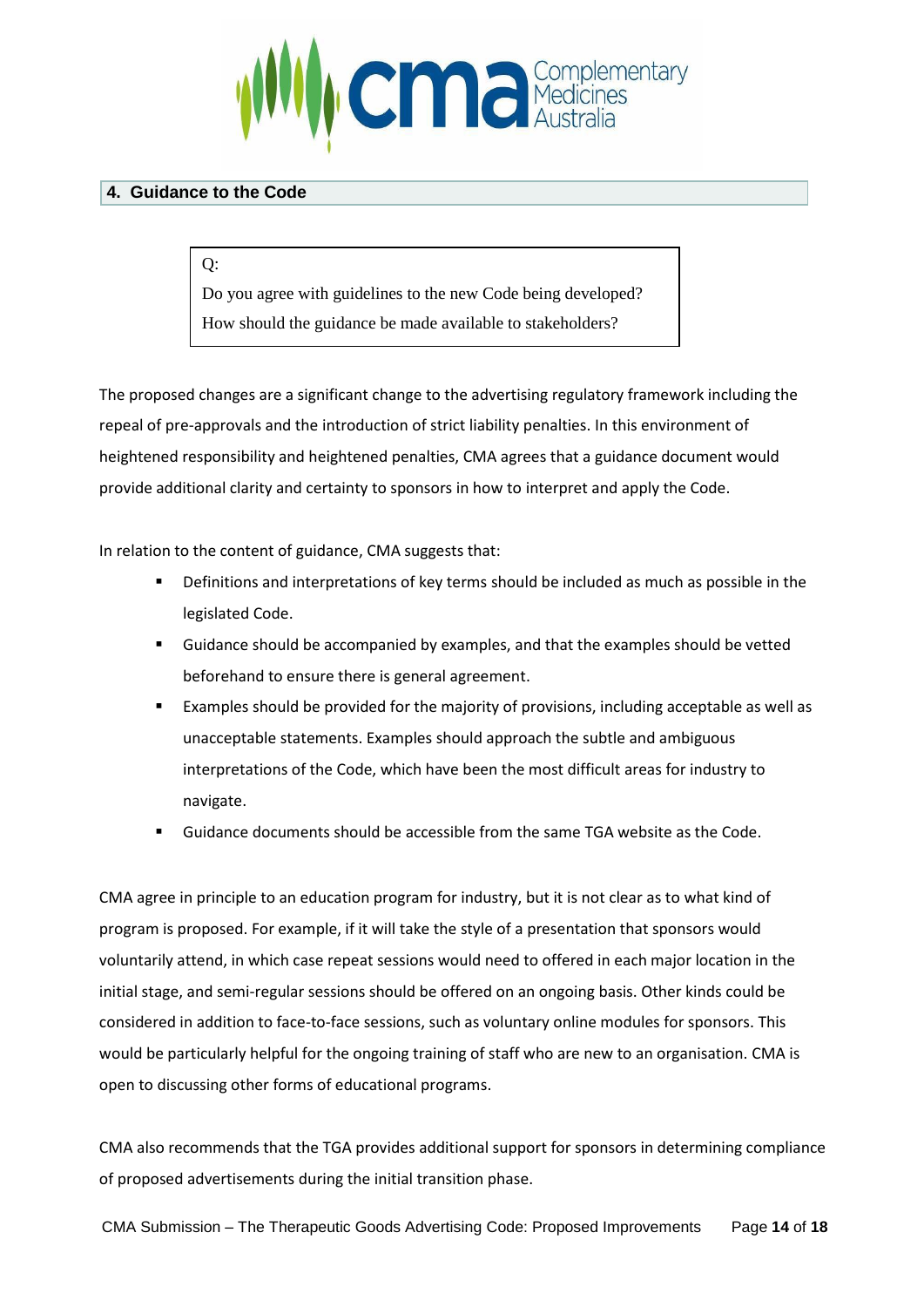## 4. Guidance to the Code

> Q:
>
> Do you agree with guidelines to the new Code being developed?
>
> How should the guidance be made available to stakeholders?

The proposed changes are a significant change to the advertising regulatory framework including the repeal of pre-approvals and the introduction of strict liability penalties. In this environment of heightened responsibility and heightened penalties, CMA agrees that a guidance document would provide additional clarity and certainty to sponsors in how to interpret and apply the Code.

In relation to the content of guidance, CMA suggests that:

- Definitions and interpretations of key terms should be included as much as possible in the legislated Code.
- Guidance should be accompanied by examples, and that the examples should be vetted beforehand to ensure there is general agreement.
- Examples should be provided for the majority of provisions, including acceptable as well as unacceptable statements. Examples should approach the subtle and ambiguous interpretations of the Code, which have been the most difficult areas for industry to navigate.
- Guidance documents should be accessible from the same TGA website as the Code.

CMA agree in principle to an education program for industry, but it is not clear as to what kind of program is proposed. For example, if it will take the style of a presentation that sponsors would voluntarily attend, in which case repeat sessions would need to offered in each major location in the initial stage, and semi-regular sessions should be offered on an ongoing basis. Other kinds could be considered in addition to face-to-face sessions, such as voluntary online modules for sponsors. This would be particularly helpful for the ongoing training of staff who are new to an organisation. CMA is open to discussing other forms of educational programs.

CMA also recommends that the TGA provides additional support for sponsors in determining compliance of proposed advertisements during the initial transition phase.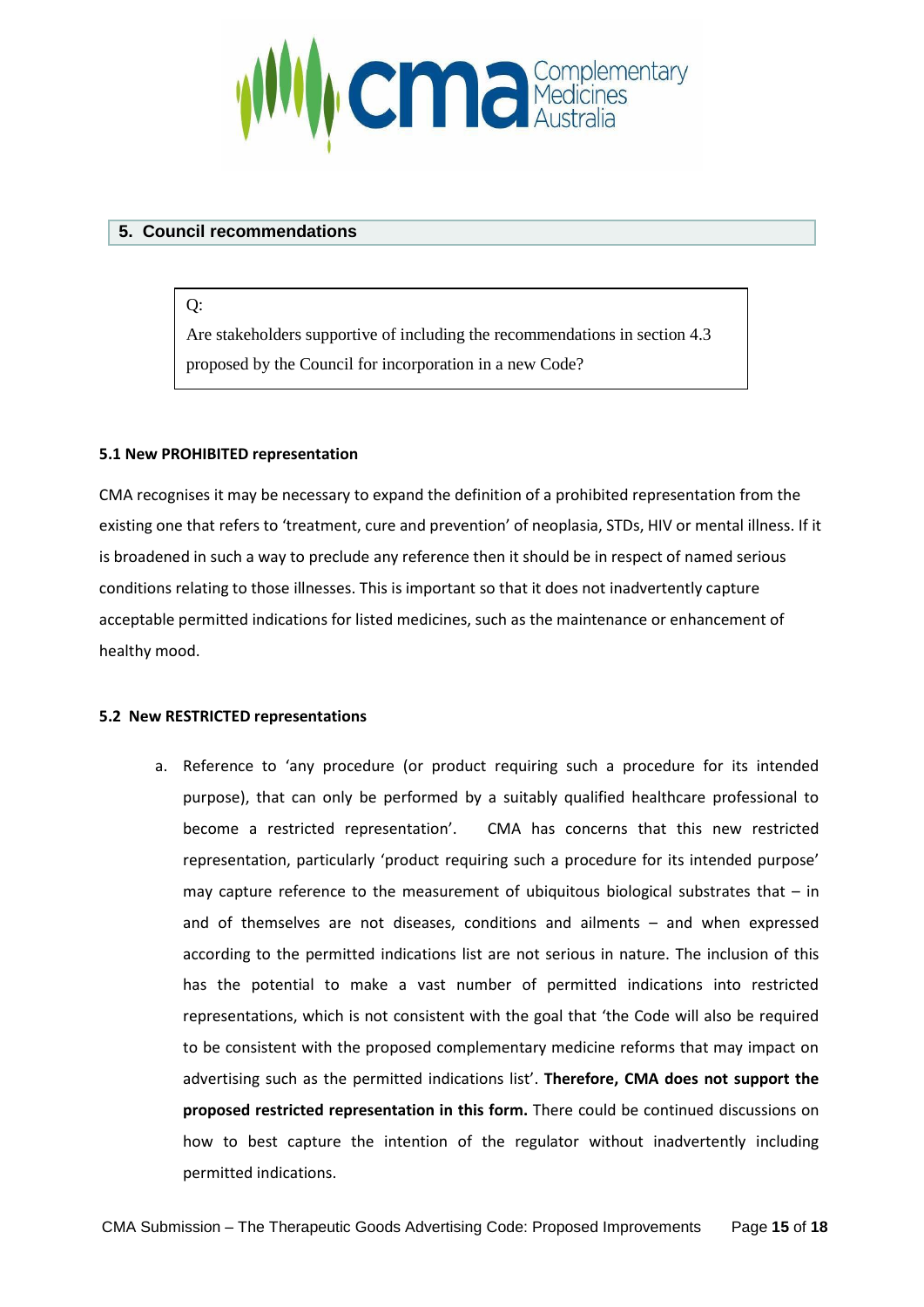## 5. Council recommendations

> Q:
>
> Are stakeholders supportive of including the recommendations in section 4.3 proposed by the Council for incorporation in a new Code?

**5.1 New PROHIBITED representation**

CMA recognises it may be necessary to expand the definition of a prohibited representation from the existing one that refers to 'treatment, cure and prevention' of neoplasia, STDs, HIV or mental illness. If it is broadened in such a way to preclude any reference then it should be in respect of named serious conditions relating to those illnesses. This is important so that it does not inadvertently capture acceptable permitted indications for listed medicines, such as the maintenance or enhancement of healthy mood.

**5.2 New RESTRICTED representations**

a. Reference to 'any procedure (or product requiring such a procedure for its intended purpose), that can only be performed by a suitably qualified healthcare professional to become a restricted representation'. CMA has concerns that this new restricted representation, particularly 'product requiring such a procedure for its intended purpose' may capture reference to the measurement of ubiquitous biological substrates that – in and of themselves are not diseases, conditions and ailments – and when expressed according to the permitted indications list are not serious in nature. The inclusion of this has the potential to make a vast number of permitted indications into restricted representations, which is not consistent with the goal that 'the Code will also be required to be consistent with the proposed complementary medicine reforms that may impact on advertising such as the permitted indications list'. **Therefore, CMA does not support the proposed restricted representation in this form.** There could be continued discussions on how to best capture the intention of the regulator without inadvertently including permitted indications.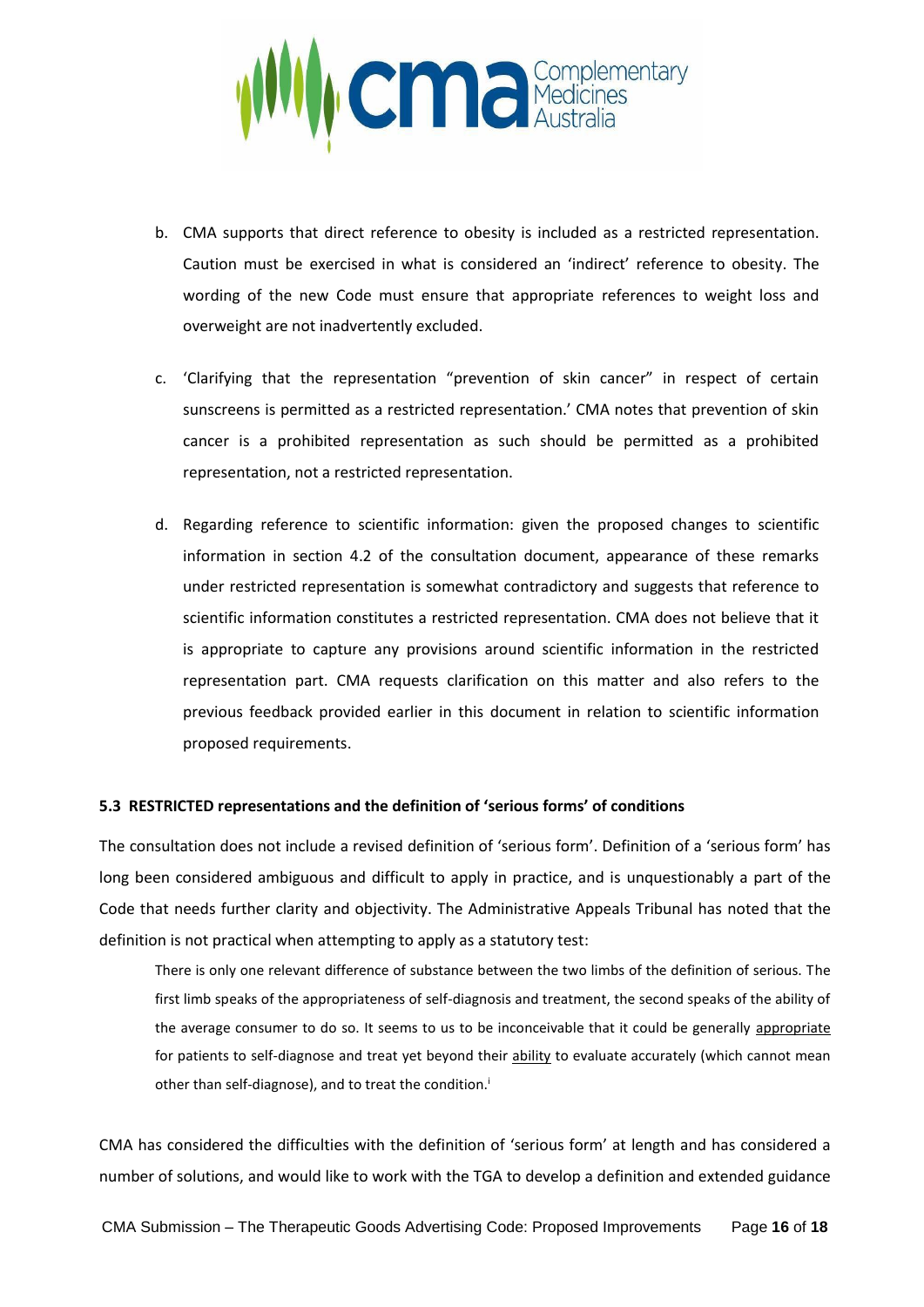b. CMA supports that direct reference to obesity is included as a restricted representation. Caution must be exercised in what is considered an 'indirect' reference to obesity. The wording of the new Code must ensure that appropriate references to weight loss and overweight are not inadvertently excluded.

c. 'Clarifying that the representation "prevention of skin cancer" in respect of certain sunscreens is permitted as a restricted representation.' CMA notes that prevention of skin cancer is a prohibited representation as such should be permitted as a prohibited representation, not a restricted representation.

d. Regarding reference to scientific information: given the proposed changes to scientific information in section 4.2 of the consultation document, appearance of these remarks under restricted representation is somewhat contradictory and suggests that reference to scientific information constitutes a restricted representation. CMA does not believe that it is appropriate to capture any provisions around scientific information in the restricted representation part. CMA requests clarification on this matter and also refers to the previous feedback provided earlier in this document in relation to scientific information proposed requirements.

### 5.3 RESTRICTED representations and the definition of 'serious forms' of conditions

The consultation does not include a revised definition of 'serious form'. Definition of a 'serious form' has long been considered ambiguous and difficult to apply in practice, and is unquestionably a part of the Code that needs further clarity and objectivity. The Administrative Appeals Tribunal has noted that the definition is not practical when attempting to apply as a statutory test:

> There is only one relevant difference of substance between the two limbs of the definition of serious. The first limb speaks of the appropriateness of self-diagnosis and treatment, the second speaks of the ability of the average consumer to do so. It seems to us to be inconceivable that it could be generally appropriate for patients to self-diagnose and treat yet beyond their ability to evaluate accurately (which cannot mean other than self-diagnose), and to treat the condition.[i]

CMA has considered the difficulties with the definition of 'serious form' at length and has considered a number of solutions, and would like to work with the TGA to develop a definition and extended guidance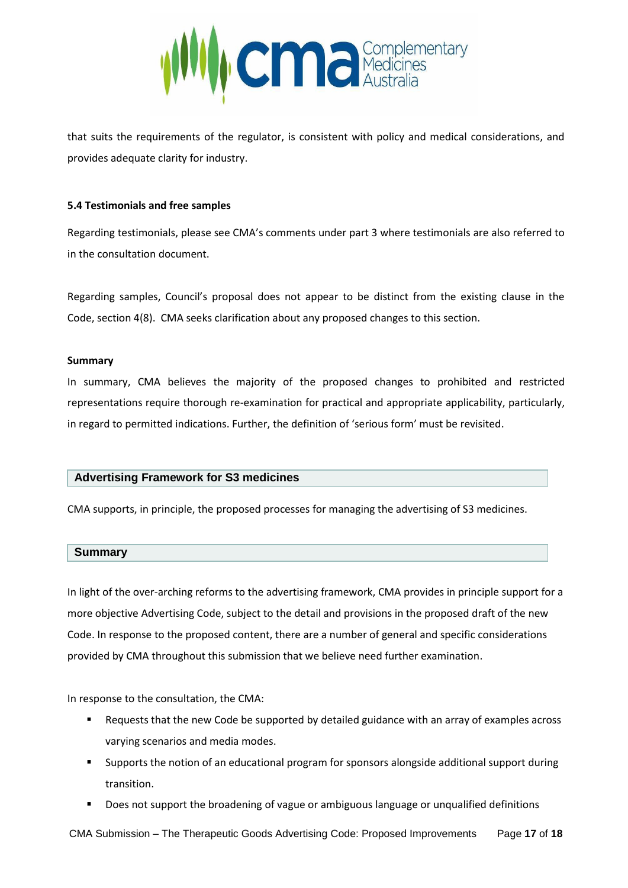that suits the requirements of the regulator, is consistent with policy and medical considerations, and provides adequate clarity for industry.

**5.4 Testimonials and free samples**

Regarding testimonials, please see CMA's comments under part 3 where testimonials are also referred to in the consultation document.

Regarding samples, Council's proposal does not appear to be distinct from the existing clause in the Code, section 4(8). CMA seeks clarification about any proposed changes to this section.

**Summary**

In summary, CMA believes the majority of the proposed changes to prohibited and restricted representations require thorough re-examination for practical and appropriate applicability, particularly, in regard to permitted indications. Further, the definition of 'serious form' must be revisited.

## Advertising Framework for S3 medicines

CMA supports, in principle, the proposed processes for managing the advertising of S3 medicines.

## Summary

In light of the over-arching reforms to the advertising framework, CMA provides in principle support for a more objective Advertising Code, subject to the detail and provisions in the proposed draft of the new Code. In response to the proposed content, there are a number of general and specific considerations provided by CMA throughout this submission that we believe need further examination.

In response to the consultation, the CMA:

- Requests that the new Code be supported by detailed guidance with an array of examples across varying scenarios and media modes.
- Supports the notion of an educational program for sponsors alongside additional support during transition.
- Does not support the broadening of vague or ambiguous language or unqualified definitions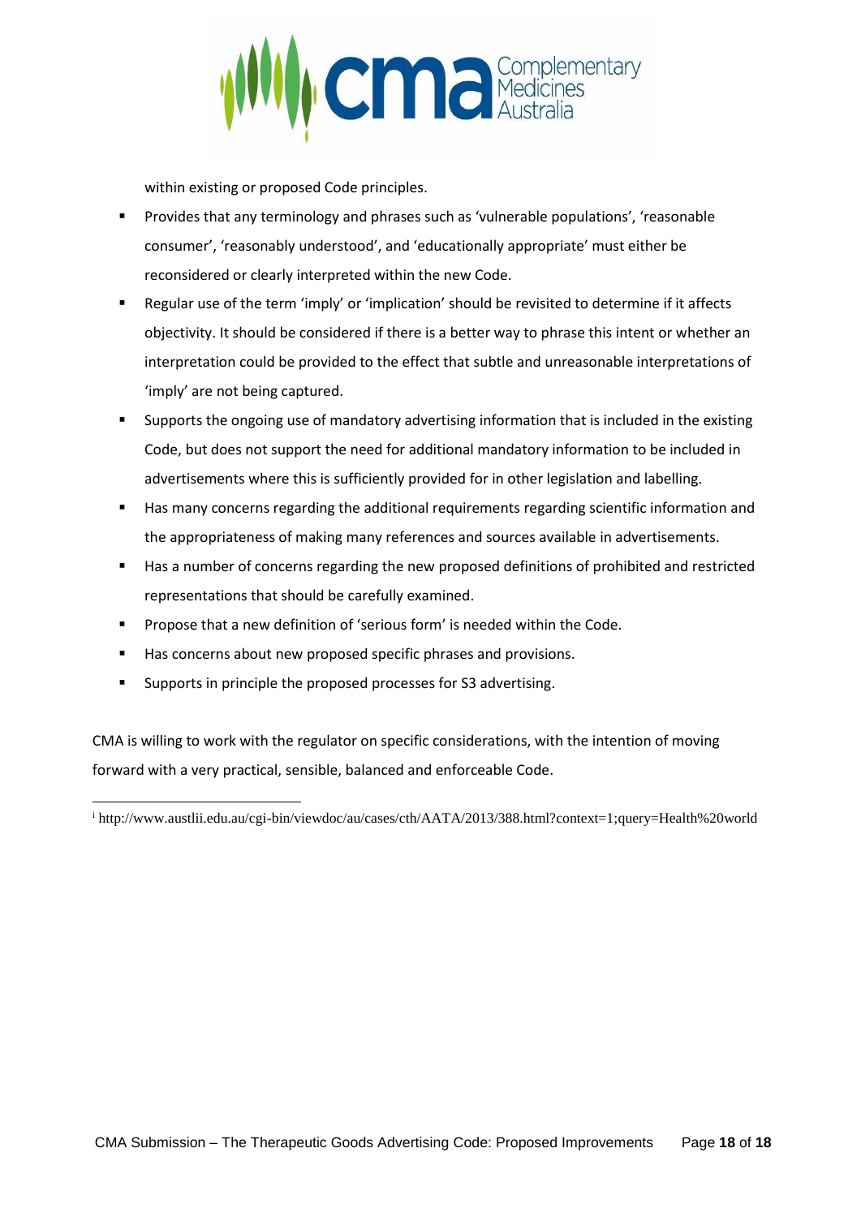within existing or proposed Code principles.

- Provides that any terminology and phrases such as 'vulnerable populations', 'reasonable consumer', 'reasonably understood', and 'educationally appropriate' must either be reconsidered or clearly interpreted within the new Code.
- Regular use of the term 'imply' or 'implication' should be revisited to determine if it affects objectivity. It should be considered if there is a better way to phrase this intent or whether an interpretation could be provided to the effect that subtle and unreasonable interpretations of 'imply' are not being captured.
- Supports the ongoing use of mandatory advertising information that is included in the existing Code, but does not support the need for additional mandatory information to be included in advertisements where this is sufficiently provided for in other legislation and labelling.
- Has many concerns regarding the additional requirements regarding scientific information and the appropriateness of making many references and sources available in advertisements.
- Has a number of concerns regarding the new proposed definitions of prohibited and restricted representations that should be carefully examined.
- Propose that a new definition of 'serious form' is needed within the Code.
- Has concerns about new proposed specific phrases and provisions.
- Supports in principle the proposed processes for S3 advertising.

CMA is willing to work with the regulator on specific considerations, with the intention of moving forward with a very practical, sensible, balanced and enforceable Code.

---

[i] http://www.austlii.edu.au/cgi-bin/viewdoc/au/cases/cth/AATA/2013/388.html?context=1;query=Health%20world